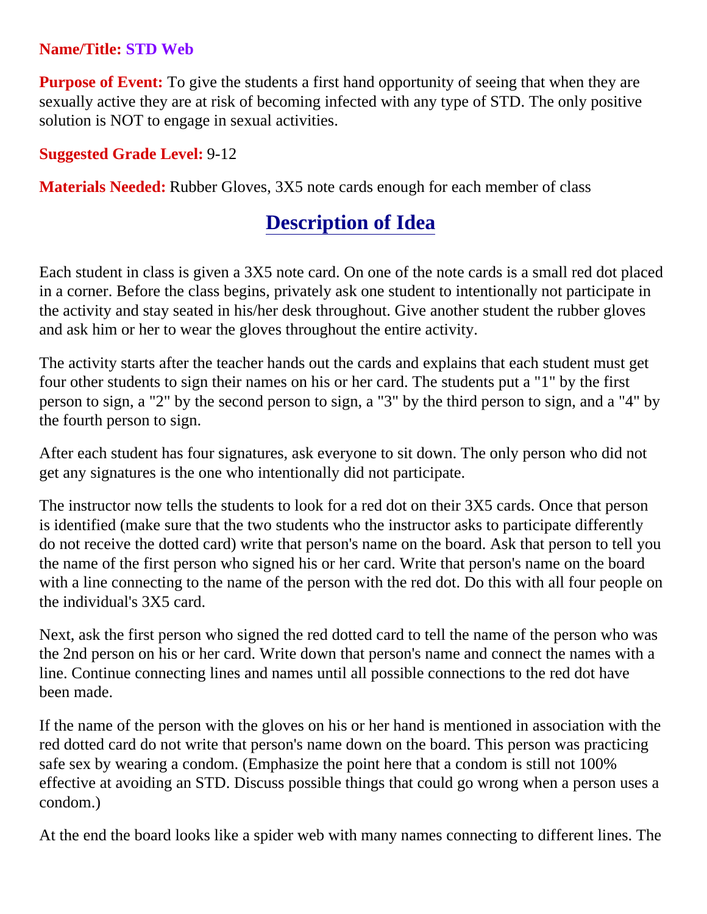**Name/Title:** **STD Web**

**Purpose of Event:** To give the students a first hand opportunity of seeing that when they are sexually active they are at risk of becoming infected with any type of STD. The only positive solution is NOT to engage in sexual activities.

**Suggested Grade Level:** 9-12

**Materials Needed:** Rubber Gloves, 3X5 note cards enough for each member of class

## Description of Idea

Each student in class is given a 3X5 note card. On one of the note cards is a small red dot placed in a corner. Before the class begins, privately ask one student to intentionally not participate in the activity and stay seated in his/her desk throughout. Give another student the rubber gloves and ask him or her to wear the gloves throughout the entire activity.

The activity starts after the teacher hands out the cards and explains that each student must get four other students to sign their names on his or her card. The students put a "1" by the first person to sign, a "2" by the second person to sign, a "3" by the third person to sign, and a "4" by the fourth person to sign.

After each student has four signatures, ask everyone to sit down. The only person who did not get any signatures is the one who intentionally did not participate.

The instructor now tells the students to look for a red dot on their 3X5 cards. Once that person is identified (make sure that the two students who the instructor asks to participate differently do not receive the dotted card) write that person's name on the board. Ask that person to tell you the name of the first person who signed his or her card. Write that person's name on the board with a line connecting to the name of the person with the red dot. Do this with all four people on the individual's 3X5 card.

Next, ask the first person who signed the red dotted card to tell the name of the person who was the 2nd person on his or her card. Write down that person's name and connect the names with a line. Continue connecting lines and names until all possible connections to the red dot have been made.

If the name of the person with the gloves on his or her hand is mentioned in association with the red dotted card do not write that person's name down on the board. This person was practicing safe sex by wearing a condom. (Emphasize the point here that a condom is still not 100% effective at avoiding an STD. Discuss possible things that could go wrong when a person uses a condom.)

At the end the board looks like a spider web with many names connecting to different lines. The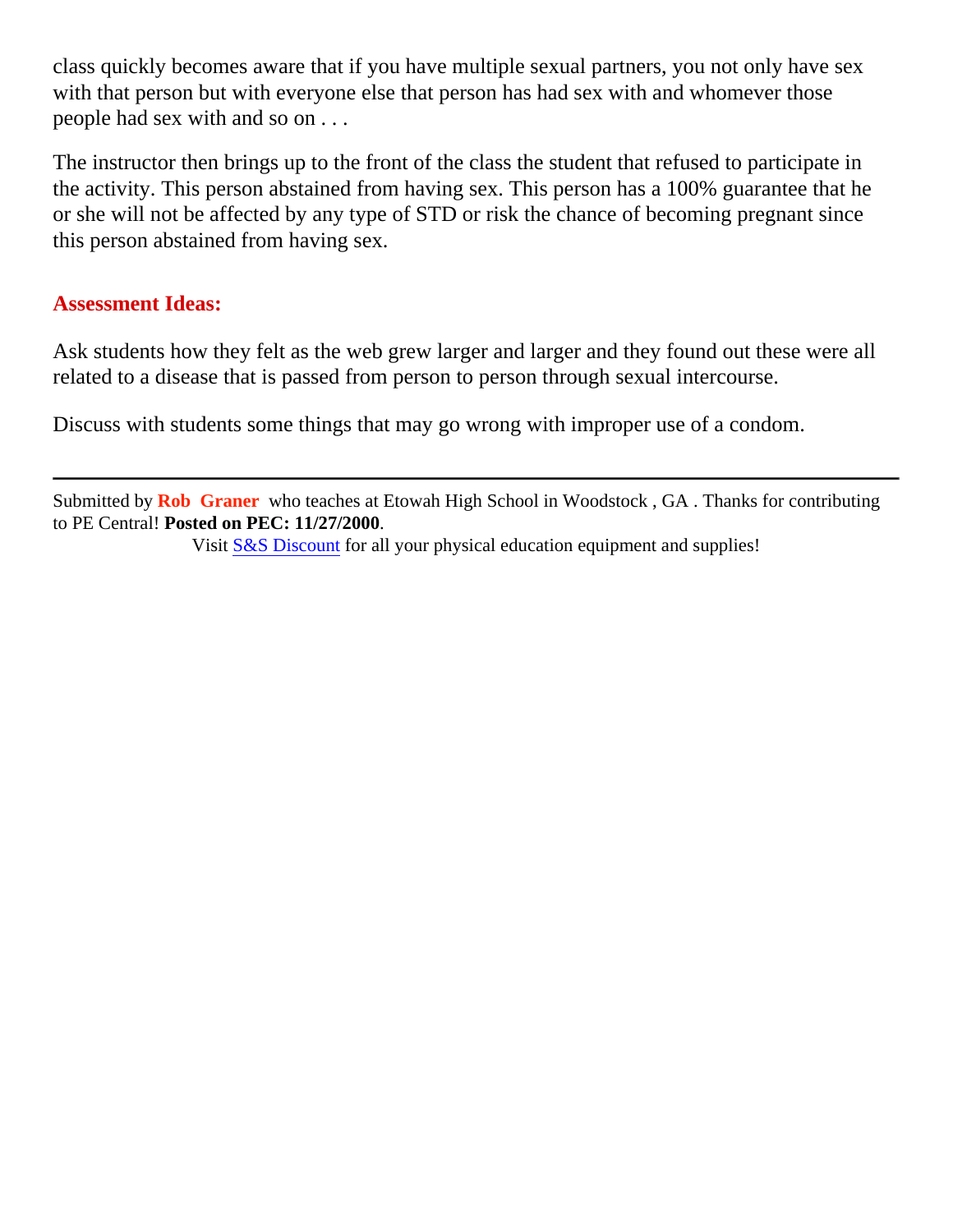class quickly becomes aware that if you have multiple sexual partners, you not only have sex with that person but with everyone else that person has had sex with and whomever those people had sex with and so on . . .

The instructor then brings up to the front of the class the student that refused to participate in the activity. This person abstained from having sex. This person has a 100% guarantee that he or she will not be affected by any type of STD or risk the chance of becoming pregnant since this person abstained from having sex.

### Assessment Ideas:

Ask students how they felt as the web grew larger and larger and they found out these were all related to a disease that is passed from person to person through sexual intercourse.

Discuss with students some things that may go wrong with improper use of a condom.

---

Submitted by **Rob Graner** who teaches at Etowah High School in Woodstock , GA . Thanks for contributing to PE Central! **Posted on PEC: 11/27/2000**.

Visit S&S Discount for all your physical education equipment and supplies!